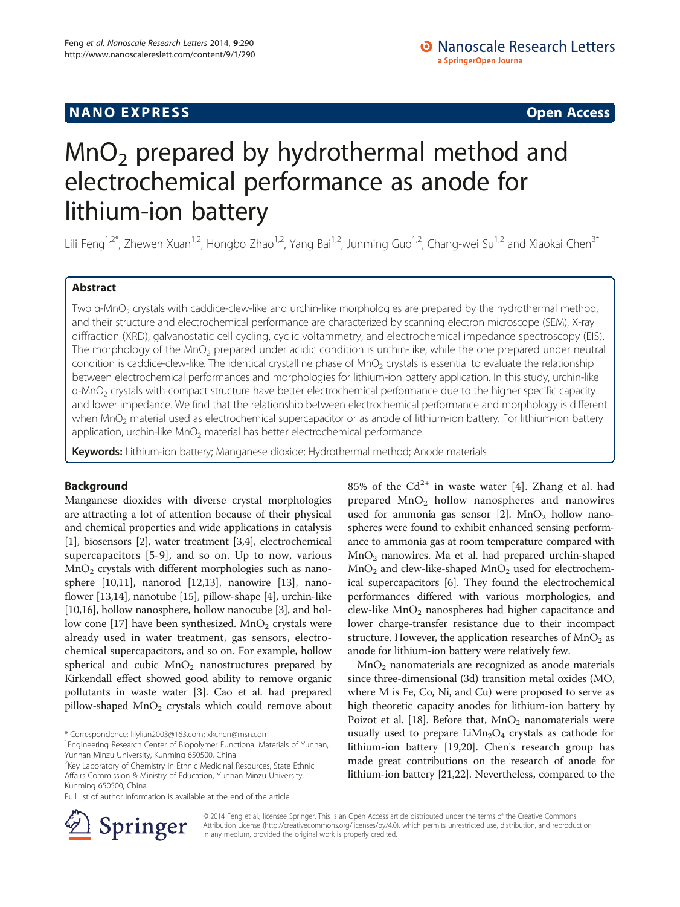NANO EXPRESS **Open Access**

# $MnO_2$ prepared by hydrothermal method and electrochemical performance as anode for lithium-ion battery

Lili Feng[1,2*], Zhewen Xuan[1,2], Hongbo Zhao[1,2], Yang Bai[1,2], Junming Guo[1,2], Chang-wei Su[1,2] and Xiaokai Chen[3*]

## Abstract

Two α-$MnO_2$ crystals with caddice-clew-like and urchin-like morphologies are prepared by the hydrothermal method, and their structure and electrochemical performance are characterized by scanning electron microscope (SEM), X-ray diffraction (XRD), galvanostatic cell cycling, cyclic voltammetry, and electrochemical impedance spectroscopy (EIS). The morphology of the $MnO_2$ prepared under acidic condition is urchin-like, while the one prepared under neutral condition is caddice-clew-like. The identical crystalline phase of $MnO_2$ crystals is essential to evaluate the relationship between electrochemical performances and morphologies for lithium-ion battery application. In this study, urchin-like α-$MnO_2$ crystals with compact structure have better electrochemical performance due to the higher specific capacity and lower impedance. We find that the relationship between electrochemical performance and morphology is different when $MnO_2$ material used as electrochemical supercapacitor or as anode of lithium-ion battery. For lithium-ion battery application, urchin-like $MnO_2$ material has better electrochemical performance.

**Keywords:** Lithium-ion battery; Manganese dioxide; Hydrothermal method; Anode materials

## Background

Manganese dioxides with diverse crystal morphologies are attracting a lot of attention because of their physical and chemical properties and wide applications in catalysis [1], biosensors [2], water treatment [3,4], electrochemical supercapacitors [5-9], and so on. Up to now, various $MnO_2$ crystals with different morphologies such as nanosphere [10,11], nanorod [12,13], nanowire [13], nanoflower [13,14], nanotube [15], pillow-shape [4], urchin-like [10,16], hollow nanosphere, hollow nanocube [3], and hollow cone [17] have been synthesized. $MnO_2$ crystals were already used in water treatment, gas sensors, electrochemical supercapacitors, and so on. For example, hollow spherical and cubic $MnO_2$ nanostructures prepared by Kirkendall effect showed good ability to remove organic pollutants in waste water [3]. Cao et al. had prepared pillow-shaped $MnO_2$ crystals which could remove about 85% of the $Cd^{2+}$ in waste water [4]. Zhang et al. had prepared $MnO_2$ hollow nanospheres and nanowires used for ammonia gas sensor [2]. $MnO_2$ hollow nanospheres were found to exhibit enhanced sensing performance to ammonia gas at room temperature compared with $MnO_2$ nanowires. Ma et al. had prepared urchin-shaped $MnO_2$ and clew-like-shaped $MnO_2$ used for electrochemical supercapacitors [6]. They found the electrochemical performances differed with various morphologies, and clew-like $MnO_2$ nanospheres had higher capacitance and lower charge-transfer resistance due to their incompact structure. However, the application researches of $MnO_2$ as anode for lithium-ion battery were relatively few.

$MnO_2$ nanomaterials are recognized as anode materials since three-dimensional (3d) transition metal oxides (MO, where M is Fe, Co, Ni, and Cu) were proposed to serve as high theoretic capacity anodes for lithium-ion battery by Poizot et al. [18]. Before that, $MnO_2$ nanomaterials were usually used to prepare $LiMn_2O_4$ crystals as cathode for lithium-ion battery [19,20]. Chen's research group has made great contributions on the research of anode for lithium-ion battery [21,22]. Nevertheless, compared to the

\* Correspondence: lilylian2003@163.com; xkchen@msn.com
[1]Engineering Research Center of Biopolymer Functional Materials of Yunnan, Yunnan Minzu University, Kunming 650500, China
[2]Key Laboratory of Chemistry in Ethnic Medicinal Resources, State Ethnic Affairs Commission & Ministry of Education, Yunnan Minzu University, Kunming 650500, China
Full list of author information is available at the end of the article

© 2014 Feng et al.; licensee Springer. This is an Open Access article distributed under the terms of the Creative Commons Attribution License (http://creativecommons.org/licenses/by/4.0), which permits unrestricted use, distribution, and reproduction in any medium, provided the original work is properly credited.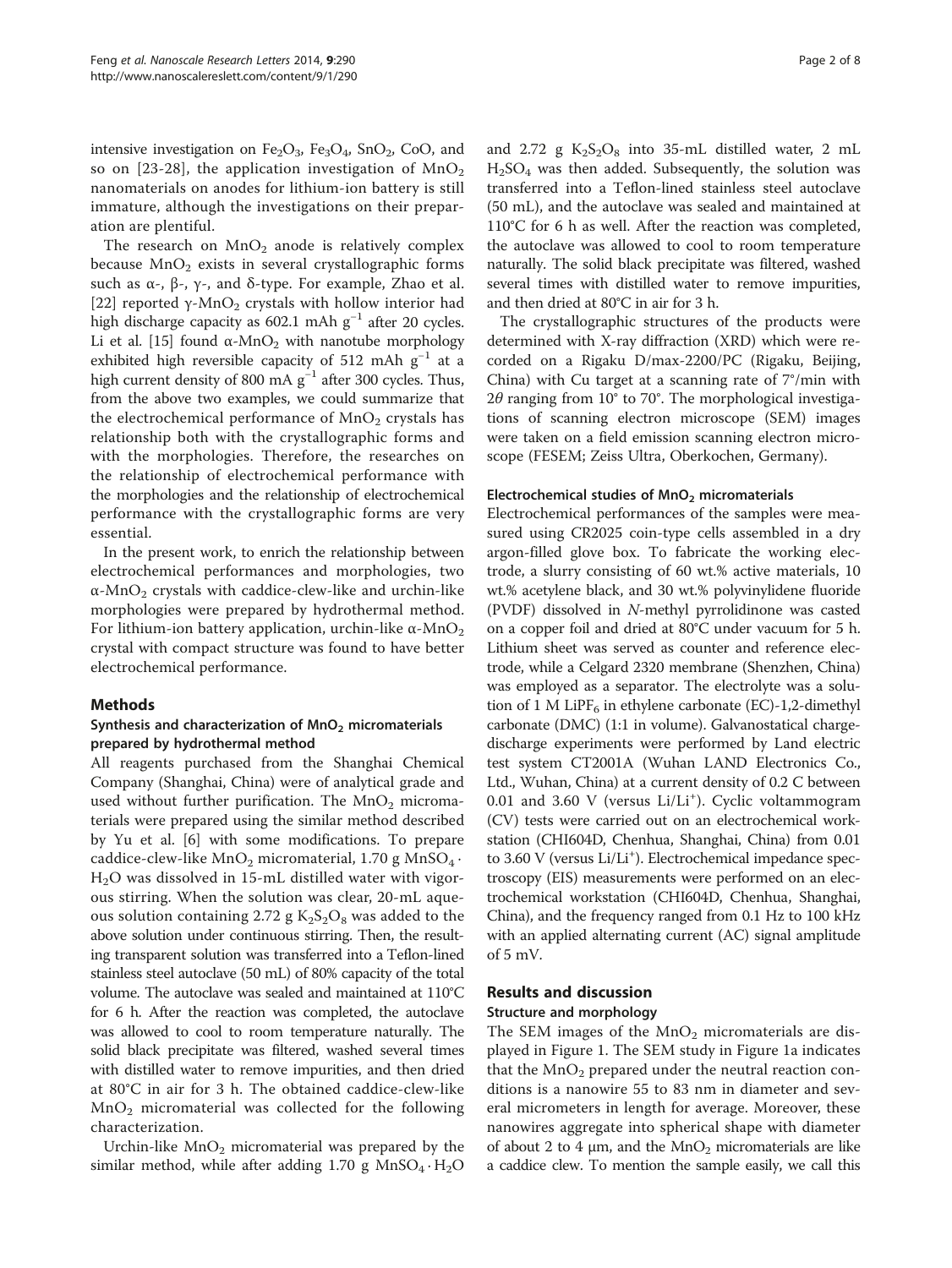intensive investigation on $Fe_2O_3$, $Fe_3O_4$, $SnO_2$, CoO, and so on [23-28], the application investigation of $MnO_2$ nanomaterials on anodes for lithium-ion battery is still immature, although the investigations on their preparation are plentiful.

The research on $MnO_2$ anode is relatively complex because $MnO_2$ exists in several crystallographic forms such as α-, β-, γ-, and δ-type. For example, Zhao et al. [22] reported γ-$MnO_2$ crystals with hollow interior had high discharge capacity as 602.1 mAh $g^{-1}$ after 20 cycles. Li et al. [15] found α-$MnO_2$ with nanotube morphology exhibited high reversible capacity of 512 mAh $g^{-1}$ at a high current density of 800 mA $g^{-1}$ after 300 cycles. Thus, from the above two examples, we could summarize that the electrochemical performance of $MnO_2$ crystals has relationship both with the crystallographic forms and with the morphologies. Therefore, the researches on the relationship of electrochemical performance with the morphologies and the relationship of electrochemical performance with the crystallographic forms are very essential.

In the present work, to enrich the relationship between electrochemical performances and morphologies, two α-$MnO_2$ crystals with caddice-clew-like and urchin-like morphologies were prepared by hydrothermal method. For lithium-ion battery application, urchin-like α-$MnO_2$ crystal with compact structure was found to have better electrochemical performance.

## Methods

### Synthesis and characterization of $MnO_2$ micromaterials prepared by hydrothermal method

All reagents purchased from the Shanghai Chemical Company (Shanghai, China) were of analytical grade and used without further purification. The $MnO_2$ micromaterials were prepared using the similar method described by Yu et al. [6] with some modifications. To prepare caddice-clew-like $MnO_2$ micromaterial, 1.70 g $MnSO_4 \cdot H_2O$ was dissolved in 15-mL distilled water with vigorous stirring. When the solution was clear, 20-mL aqueous solution containing 2.72 g $K_2S_2O_8$ was added to the above solution under continuous stirring. Then, the resulting transparent solution was transferred into a Teflon-lined stainless steel autoclave (50 mL) of 80% capacity of the total volume. The autoclave was sealed and maintained at 110°C for 6 h. After the reaction was completed, the autoclave was allowed to cool to room temperature naturally. The solid black precipitate was filtered, washed several times with distilled water to remove impurities, and then dried at 80°C in air for 3 h. The obtained caddice-clew-like $MnO_2$ micromaterial was collected for the following characterization.

Urchin-like $MnO_2$ micromaterial was prepared by the similar method, while after adding 1.70 g $MnSO_4 \cdot H_2O$ and 2.72 g $K_2S_2O_8$ into 35-mL distilled water, 2 mL $H_2SO_4$ was then added. Subsequently, the solution was transferred into a Teflon-lined stainless steel autoclave (50 mL), and the autoclave was sealed and maintained at 110°C for 6 h as well. After the reaction was completed, the autoclave was allowed to cool to room temperature naturally. The solid black precipitate was filtered, washed several times with distilled water to remove impurities, and then dried at 80°C in air for 3 h.

The crystallographic structures of the products were determined with X-ray diffraction (XRD) which were recorded on a Rigaku D/max-2200/PC (Rigaku, Beijing, China) with Cu target at a scanning rate of 7°/min with $2\theta$ ranging from 10° to 70°. The morphological investigations of scanning electron microscope (SEM) images were taken on a field emission scanning electron microscope (FESEM; Zeiss Ultra, Oberkochen, Germany).

### Electrochemical studies of $MnO_2$ micromaterials

Electrochemical performances of the samples were measured using CR2025 coin-type cells assembled in a dry argon-filled glove box. To fabricate the working electrode, a slurry consisting of 60 wt.% active materials, 10 wt.% acetylene black, and 30 wt.% polyvinylidene fluoride (PVDF) dissolved in *N*-methyl pyrrolidinone was casted on a copper foil and dried at 80°C under vacuum for 5 h. Lithium sheet was served as counter and reference electrode, while a Celgard 2320 membrane (Shenzhen, China) was employed as a separator. The electrolyte was a solution of 1 M $LiPF_6$ in ethylene carbonate (EC)-1,2-dimethyl carbonate (DMC) (1:1 in volume). Galvanostatical charge-discharge experiments were performed by Land electric test system CT2001A (Wuhan LAND Electronics Co., Ltd., Wuhan, China) at a current density of 0.2 C between 0.01 and 3.60 V (versus $Li/Li^+$). Cyclic voltammogram (CV) tests were carried out on an electrochemical workstation (CHI604D, Chenhua, Shanghai, China) from 0.01 to 3.60 V (versus $Li/Li^+$). Electrochemical impedance spectroscopy (EIS) measurements were performed on an electrochemical workstation (CHI604D, Chenhua, Shanghai, China), and the frequency ranged from 0.1 Hz to 100 kHz with an applied alternating current (AC) signal amplitude of 5 mV.

## Results and discussion

### Structure and morphology

The SEM images of the $MnO_2$ micromaterials are displayed in Figure 1. The SEM study in Figure 1a indicates that the $MnO_2$ prepared under the neutral reaction conditions is a nanowire 55 to 83 nm in diameter and several micrometers in length for average. Moreover, these nanowires aggregate into spherical shape with diameter of about 2 to 4 μm, and the $MnO_2$ micromaterials are like a caddice clew. To mention the sample easily, we call this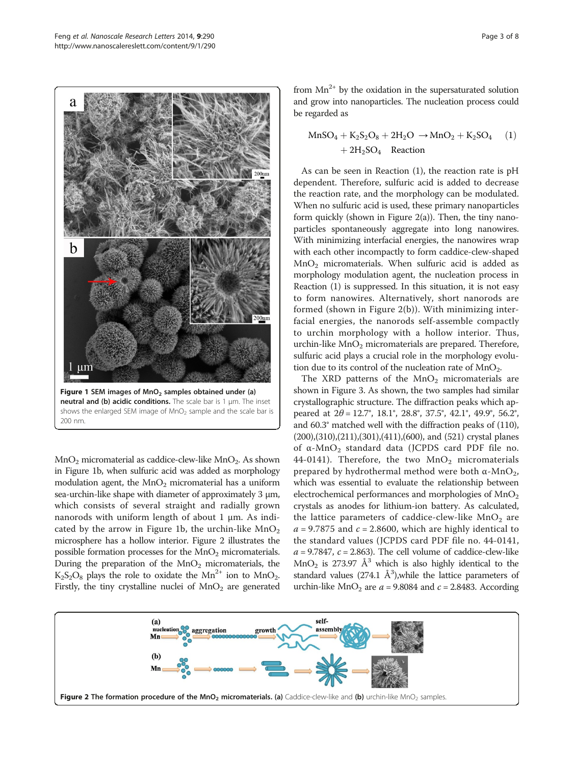Figure 1 SEM images of $MnO_2$ samples obtained under (a) neutral and (b) acidic conditions. The scale bar is 1 μm. The inset shows the enlarged SEM image of $MnO_2$ sample and the scale bar is 200 nm.

$MnO_2$ micromaterial as caddice-clew-like $MnO_2$. As shown in Figure 1b, when sulfuric acid was added as morphology modulation agent, the $MnO_2$ micromaterial has a uniform sea-urchin-like shape with diameter of approximately 3 μm, which consists of several straight and radially grown nanorods with uniform length of about 1 μm. As indicated by the arrow in Figure 1b, the urchin-like $MnO_2$ microsphere has a hollow interior. Figure 2 illustrates the possible formation processes for the $MnO_2$ micromaterials. During the preparation of the $MnO_2$ micromaterials, the $K_2S_2O_8$ plays the role to oxidate the $Mn^{2+}$ ion to $MnO_2$. Firstly, the tiny crystalline nuclei of $MnO_2$ are generated from $Mn^{2+}$ by the oxidation in the supersaturated solution and grow into nanoparticles. The nucleation process could be regarded as

$$MnSO_4 + K_2S_2O_8 + 2H_2O \rightarrow MnO_2 + K_2SO_4 + 2H_2SO_4 \quad \text{Reaction} \quad (1)$$

As can be seen in Reaction (1), the reaction rate is pH dependent. Therefore, sulfuric acid is added to decrease the reaction rate, and the morphology can be modulated. When no sulfuric acid is used, these primary nanoparticles form quickly (shown in Figure 2(a)). Then, the tiny nanoparticles spontaneously aggregate into long nanowires. With minimizing interfacial energies, the nanowires wrap with each other incompactly to form caddice-clew-shaped $MnO_2$ micromaterials. When sulfuric acid is added as morphology modulation agent, the nucleation process in Reaction (1) is suppressed. In this situation, it is not easy to form nanowires. Alternatively, short nanorods are formed (shown in Figure 2(b)). With minimizing interfacial energies, the nanorods self-assemble compactly to urchin morphology with a hollow interior. Thus, urchin-like $MnO_2$ micromaterials are prepared. Therefore, sulfuric acid plays a crucial role in the morphology evolution due to its control of the nucleation rate of $MnO_2$.

The XRD patterns of the $MnO_2$ micromaterials are shown in Figure 3. As shown, the two samples had similar crystallographic structure. The diffraction peaks which appeared at $2\theta$ = 12.7°, 18.1°, 28.8°, 37.5°, 42.1°, 49.9°, 56.2°, and 60.3° matched well with the diffraction peaks of (110), (200), (310), (211), (301), (411), (600), and (521) crystal planes of α-$MnO_2$ standard data (JCPDS card PDF file no. 44-0141). Therefore, the two $MnO_2$ micromaterials prepared by hydrothermal method were both α-$MnO_2$, which was essential to evaluate the relationship between electrochemical performances and morphologies of $MnO_2$ crystals as anodes for lithium-ion battery. As calculated, the lattice parameters of caddice-clew-like $MnO_2$ are $a$ = 9.7875 and $c$ = 2.8600, which are highly identical to the standard values (JCPDS card PDF file no. 44-0141, $a$ = 9.7847, $c$ = 2.863). The cell volume of caddice-clew-like $MnO_2$ is 273.97 $Å^3$ which is also highly identical to the standard values (274.1 $Å^3$), while the lattice parameters of urchin-like $MnO_2$ are $a$ = 9.8084 and $c$ = 2.8483. According

Figure 2 The formation procedure of the $MnO_2$ micromaterials. (a) Caddice-clew-like and (b) urchin-like $MnO_2$ samples.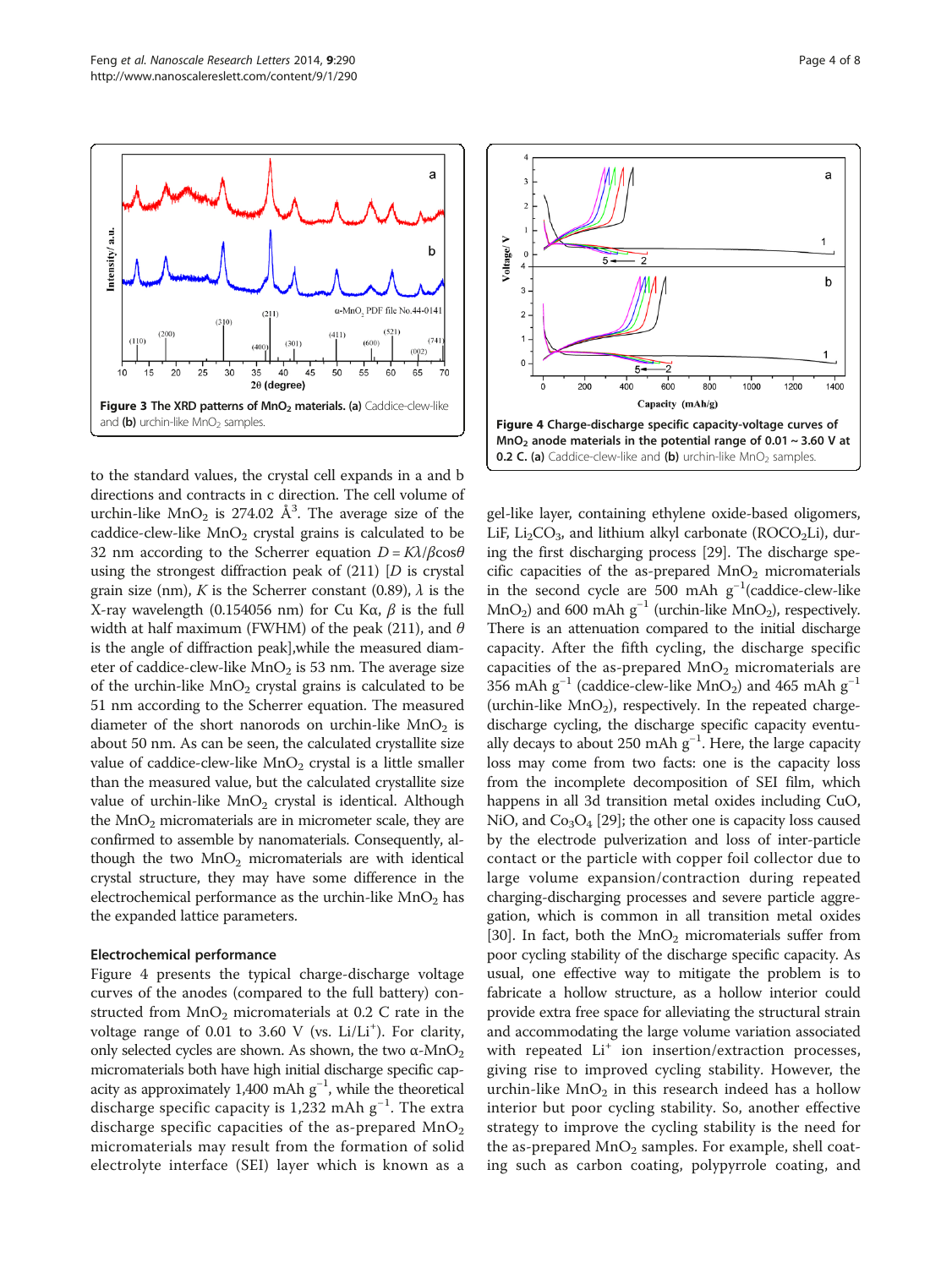Figure 3 The XRD patterns of $MnO_2$ materials. (a) Caddice-clew-like and (b) urchin-like $MnO_2$ samples.

Figure 4 Charge-discharge specific capacity-voltage curves of $MnO_2$ anode materials in the potential range of 0.01 ~ 3.60 V at 0.2 C. (a) Caddice-clew-like and (b) urchin-like $MnO_2$ samples.

to the standard values, the crystal cell expands in a and b directions and contracts in c direction. The cell volume of urchin-like $MnO_2$ is 274.02 $Å^3$. The average size of the caddice-clew-like $MnO_2$ crystal grains is calculated to be 32 nm according to the Scherrer equation $D = K\lambda/\beta\cos\theta$ using the strongest diffraction peak of (211) [$D$ is crystal grain size (nm), $K$ is the Scherrer constant (0.89), $\lambda$ is the X-ray wavelength (0.154056 nm) for Cu Kα, $\beta$ is the full width at half maximum (FWHM) of the peak (211), and $\theta$ is the angle of diffraction peak],while the measured diameter of caddice-clew-like $MnO_2$ is 53 nm. The average size of the urchin-like $MnO_2$ crystal grains is calculated to be 51 nm according to the Scherrer equation. The measured diameter of the short nanorods on urchin-like $MnO_2$ is about 50 nm. As can be seen, the calculated crystallite size value of caddice-clew-like $MnO_2$ crystal is a little smaller than the measured value, but the calculated crystallite size value of urchin-like $MnO_2$ crystal is identical. Although the $MnO_2$ micromaterials are in micrometer scale, they are confirmed to assemble by nanomaterials. Consequently, although the two $MnO_2$ micromaterials are with identical crystal structure, they may have some difference in the electrochemical performance as the urchin-like $MnO_2$ has the expanded lattice parameters.

## Electrochemical performance

Figure 4 presents the typical charge-discharge voltage curves of the anodes (compared to the full battery) constructed from $MnO_2$ micromaterials at 0.2 C rate in the voltage range of 0.01 to 3.60 V (vs. $Li/Li^+$). For clarity, only selected cycles are shown. As shown, the two α-$MnO_2$ micromaterials both have high initial discharge specific capacity as approximately 1,400 mAh $g^{-1}$, while the theoretical discharge specific capacity is 1,232 mAh $g^{-1}$. The extra discharge specific capacities of the as-prepared $MnO_2$ micromaterials may result from the formation of solid electrolyte interface (SEI) layer which is known as a gel-like layer, containing ethylene oxide-based oligomers, LiF, $Li_2CO_3$, and lithium alkyl carbonate ($ROCO_2Li$), during the first discharging process [29]. The discharge specific capacities of the as-prepared $MnO_2$ micromaterials in the second cycle are 500 mAh $g^{-1}$(caddice-clew-like $MnO_2$) and 600 mAh $g^{-1}$ (urchin-like $MnO_2$), respectively. There is an attenuation compared to the initial discharge capacity. After the fifth cycling, the discharge specific capacities of the as-prepared $MnO_2$ micromaterials are 356 mAh $g^{-1}$ (caddice-clew-like $MnO_2$) and 465 mAh $g^{-1}$ (urchin-like $MnO_2$), respectively. In the repeated charge-discharge cycling, the discharge specific capacity eventually decays to about 250 mAh $g^{-1}$. Here, the large capacity loss may come from two facts: one is the capacity loss from the incomplete decomposition of SEI film, which happens in all 3d transition metal oxides including CuO, NiO, and $Co_3O_4$ [29]; the other one is capacity loss caused by the electrode pulverization and loss of inter-particle contact or the particle with copper foil collector due to large volume expansion/contraction during repeated charging-discharging processes and severe particle aggregation, which is common in all transition metal oxides [30]. In fact, both the $MnO_2$ micromaterials suffer from poor cycling stability of the discharge specific capacity. As usual, one effective way to mitigate the problem is to fabricate a hollow structure, as a hollow interior could provide extra free space for alleviating the structural strain and accommodating the large volume variation associated with repeated $Li^+$ ion insertion/extraction processes, giving rise to improved cycling stability. However, the urchin-like $MnO_2$ in this research indeed has a hollow interior but poor cycling stability. So, another effective strategy to improve the cycling stability is the need for the as-prepared $MnO_2$ samples. For example, shell coating such as carbon coating, polypyrrole coating, and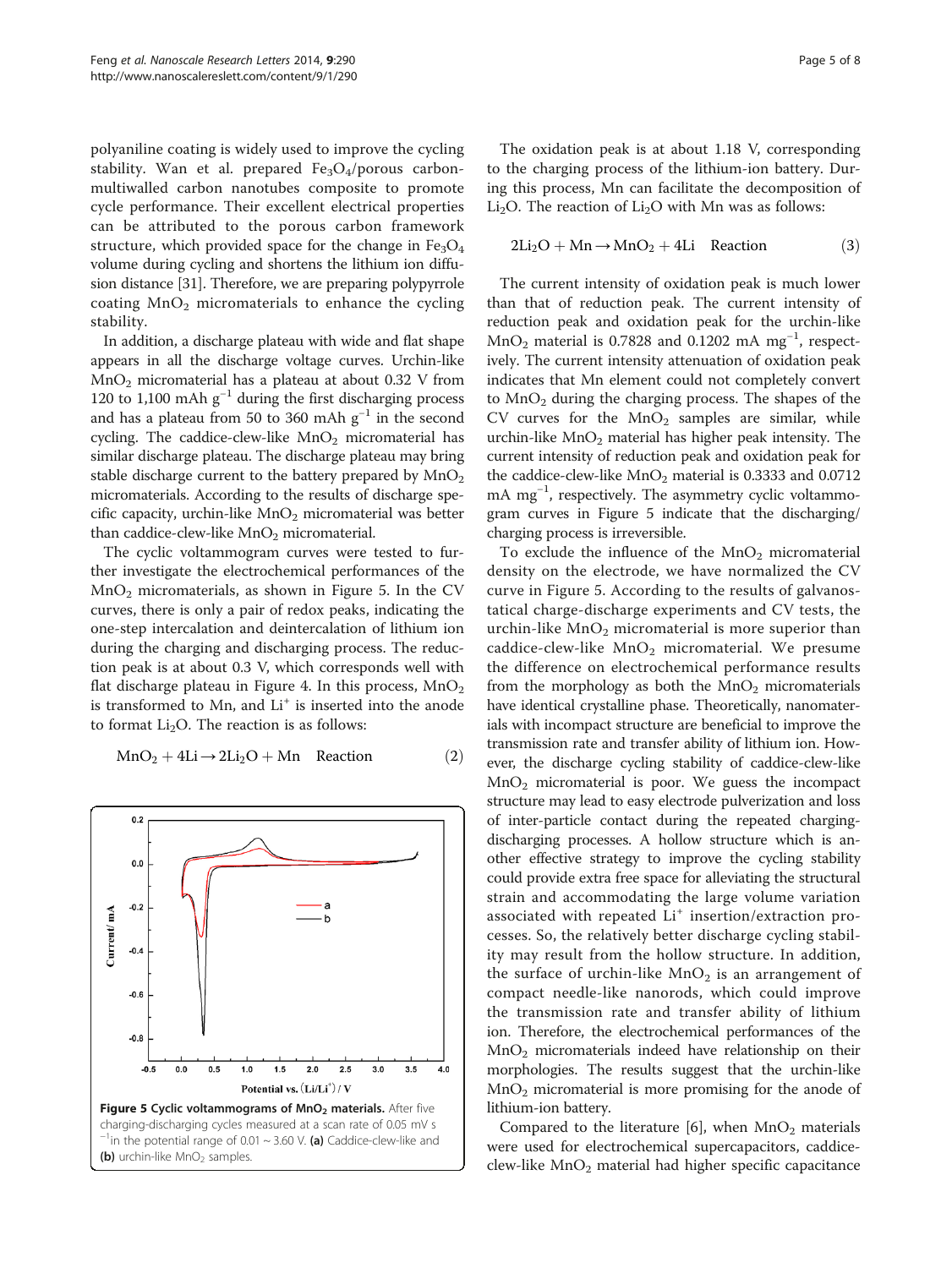polyaniline coating is widely used to improve the cycling stability. Wan et al. prepared $Fe_3O_4$/porous carbon-multiwalled carbon nanotubes composite to promote cycle performance. Their excellent electrical properties can be attributed to the porous carbon framework structure, which provided space for the change in $Fe_3O_4$ volume during cycling and shortens the lithium ion diffusion distance [31]. Therefore, we are preparing polypyrrole coating $MnO_2$ micromaterials to enhance the cycling stability.

In addition, a discharge plateau with wide and flat shape appears in all the discharge voltage curves. Urchin-like $MnO_2$ micromaterial has a plateau at about 0.32 V from 120 to 1,100 mAh $g^{-1}$ during the first discharging process and has a plateau from 50 to 360 mAh $g^{-1}$ in the second cycling. The caddice-clew-like $MnO_2$ micromaterial has similar discharge plateau. The discharge plateau may bring stable discharge current to the battery prepared by $MnO_2$ micromaterials. According to the results of discharge specific capacity, urchin-like $MnO_2$ micromaterial was better than caddice-clew-like $MnO_2$ micromaterial.

The cyclic voltammogram curves were tested to further investigate the electrochemical performances of the $MnO_2$ micromaterials, as shown in Figure 5. In the CV curves, there is only a pair of redox peaks, indicating the one-step intercalation and deintercalation of lithium ion during the charging and discharging process. The reduction peak is at about 0.3 V, which corresponds well with flat discharge plateau in Figure 4. In this process, $MnO_2$ is transformed to Mn, and $Li^+$ is inserted into the anode to format $Li_2O$. The reaction is as follows:

$$MnO_2 + 4Li \rightarrow 2Li_2O + Mn \quad \text{Reaction} \tag{2}$$

**Figure 5 Cyclic voltammograms of $MnO_2$ materials.** After five charging-discharging cycles measured at a scan rate of 0.05 mV $s^{-1}$ in the potential range of 0.01 ~ 3.60 V. **(a)** Caddice-clew-like and **(b)** urchin-like $MnO_2$ samples.

The oxidation peak is at about 1.18 V, corresponding to the charging process of the lithium-ion battery. During this process, Mn can facilitate the decomposition of $Li_2O$. The reaction of $Li_2O$ with Mn was as follows:

$$2Li_2O + Mn \rightarrow MnO_2 + 4Li \quad \text{Reaction} \tag{3}$$

The current intensity of oxidation peak is much lower than that of reduction peak. The current intensity of reduction peak and oxidation peak for the urchin-like $MnO_2$ material is 0.7828 and 0.1202 mA $mg^{-1}$, respectively. The current intensity attenuation of oxidation peak indicates that Mn element could not completely convert to $MnO_2$ during the charging process. The shapes of the CV curves for the $MnO_2$ samples are similar, while urchin-like $MnO_2$ material has higher peak intensity. The current intensity of reduction peak and oxidation peak for the caddice-clew-like $MnO_2$ material is 0.3333 and 0.0712 mA $mg^{-1}$, respectively. The asymmetry cyclic voltammogram curves in Figure 5 indicate that the discharging/charging process is irreversible.

To exclude the influence of the $MnO_2$ micromaterial density on the electrode, we have normalized the CV curve in Figure 5. According to the results of galvanostatical charge-discharge experiments and CV tests, the urchin-like $MnO_2$ micromaterial is more superior than caddice-clew-like $MnO_2$ micromaterial. We presume the difference on electrochemical performance results from the morphology as both the $MnO_2$ micromaterials have identical crystalline phase. Theoretically, nanomaterials with incompact structure are beneficial to improve the transmission rate and transfer ability of lithium ion. However, the discharge cycling stability of caddice-clew-like $MnO_2$ micromaterial is poor. We guess the incompact structure may lead to easy electrode pulverization and loss of inter-particle contact during the repeated charging-discharging processes. A hollow structure which is another effective strategy to improve the cycling stability could provide extra free space for alleviating the structural strain and accommodating the large volume variation associated with repeated $Li^+$ insertion/extraction processes. So, the relatively better discharge cycling stability may result from the hollow structure. In addition, the surface of urchin-like $MnO_2$ is an arrangement of compact needle-like nanorods, which could improve the transmission rate and transfer ability of lithium ion. Therefore, the electrochemical performances of the $MnO_2$ micromaterials indeed have relationship on their morphologies. The results suggest that the urchin-like $MnO_2$ micromaterial is more promising for the anode of lithium-ion battery.

Compared to the literature [6], when $MnO_2$ materials were used for electrochemical supercapacitors, caddice-clew-like $MnO_2$ material had higher specific capacitance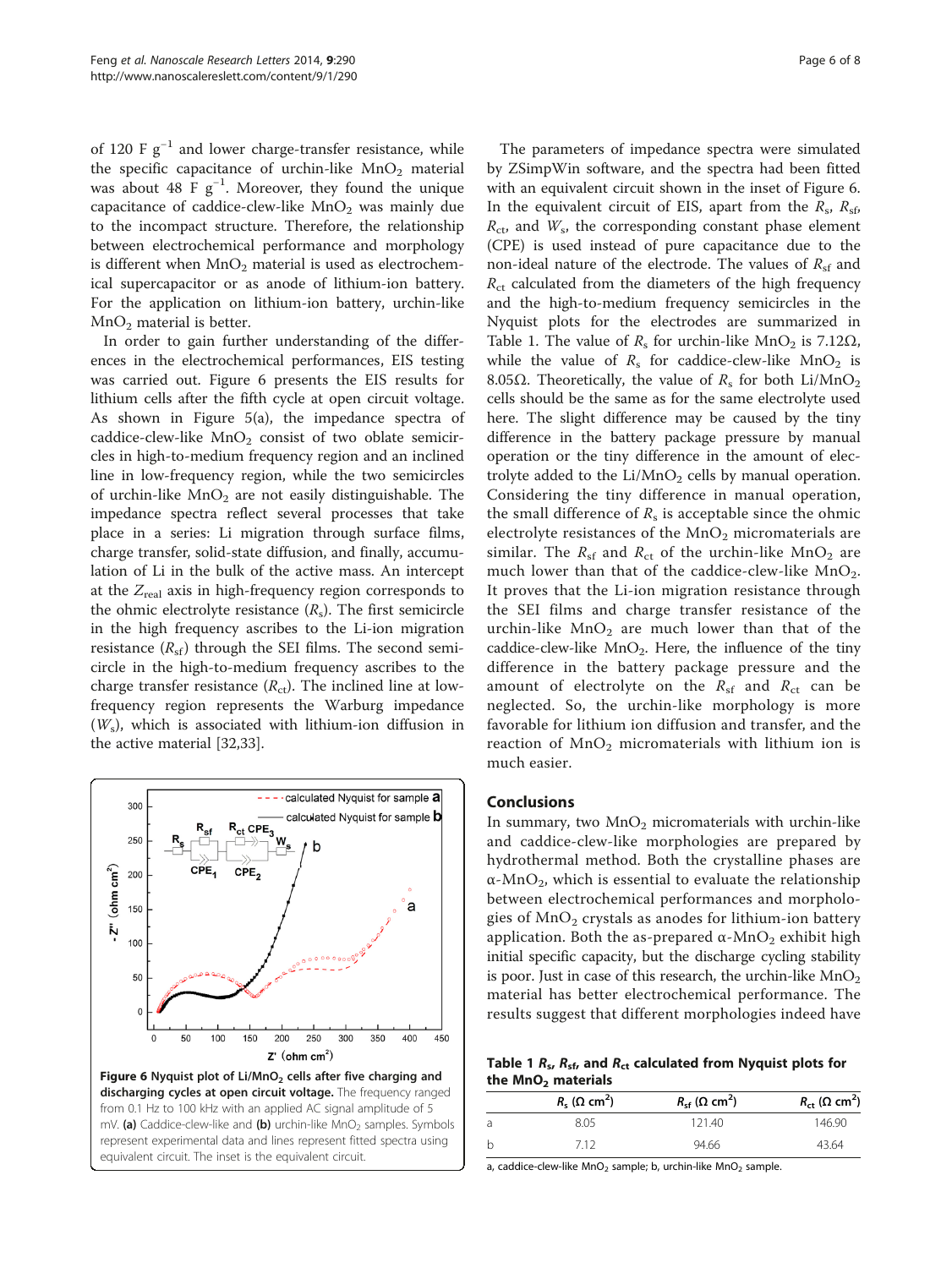of 120 F $g^{-1}$ and lower charge-transfer resistance, while the specific capacitance of urchin-like $MnO_2$ material was about 48 F $g^{-1}$. Moreover, they found the unique capacitance of caddice-clew-like $MnO_2$ was mainly due to the incompact structure. Therefore, the relationship between electrochemical performance and morphology is different when $MnO_2$ material is used as electrochemical supercapacitor or as anode of lithium-ion battery. For the application on lithium-ion battery, urchin-like $MnO_2$ material is better.

In order to gain further understanding of the differences in the electrochemical performances, EIS testing was carried out. Figure 6 presents the EIS results for lithium cells after the fifth cycle at open circuit voltage. As shown in Figure 5(a), the impedance spectra of caddice-clew-like $MnO_2$ consist of two oblate semicircles in high-to-medium frequency region and an inclined line in low-frequency region, while the two semicircles of urchin-like $MnO_2$ are not easily distinguishable. The impedance spectra reflect several processes that take place in a series: Li migration through surface films, charge transfer, solid-state diffusion, and finally, accumulation of Li in the bulk of the active mass. An intercept at the $Z_{real}$ axis in high-frequency region corresponds to the ohmic electrolyte resistance ($R_s$). The first semicircle in the high frequency ascribes to the Li-ion migration resistance ($R_{sf}$) through the SEI films. The second semicircle in the high-to-medium frequency ascribes to the charge transfer resistance ($R_{ct}$). The inclined line at low-frequency region represents the Warburg impedance ($W_s$), which is associated with lithium-ion diffusion in the active material [32,33].

**Figure 6 Nyquist plot of Li/MnO$_2$ cells after five charging and discharging cycles at open circuit voltage.** The frequency ranged from 0.1 Hz to 100 kHz with an applied AC signal amplitude of 5 mV. **(a)** Caddice-clew-like and **(b)** urchin-like $MnO_2$ samples. Symbols represent experimental data and lines represent fitted spectra using equivalent circuit. The inset is the equivalent circuit.

The parameters of impedance spectra were simulated by ZSimpWin software, and the spectra had been fitted with an equivalent circuit shown in the inset of Figure 6. In the equivalent circuit of EIS, apart from the $R_s$, $R_{sf}$, $R_{ct}$, and $W_s$, the corresponding constant phase element (CPE) is used instead of pure capacitance due to the non-ideal nature of the electrode. The values of $R_{sf}$ and $R_{ct}$ calculated from the diameters of the high frequency and the high-to-medium frequency semicircles in the Nyquist plots for the electrodes are summarized in Table 1. The value of $R_s$ for urchin-like $MnO_2$ is 7.12Ω, while the value of $R_s$ for caddice-clew-like $MnO_2$ is 8.05Ω. Theoretically, the value of $R_s$ for both Li/$MnO_2$ cells should be the same as for the same electrolyte used here. The slight difference may be caused by the tiny difference in the battery package pressure by manual operation or the tiny difference in the amount of electrolyte added to the Li/$MnO_2$ cells by manual operation. Considering the tiny difference in manual operation, the small difference of $R_s$ is acceptable since the ohmic electrolyte resistances of the $MnO_2$ micromaterials are similar. The $R_{sf}$ and $R_{ct}$ of the urchin-like $MnO_2$ are much lower than that of the caddice-clew-like $MnO_2$. It proves that the Li-ion migration resistance through the SEI films and charge transfer resistance of the urchin-like $MnO_2$ are much lower than that of the caddice-clew-like $MnO_2$. Here, the influence of the tiny difference in the battery package pressure and the amount of electrolyte on the $R_{sf}$ and $R_{ct}$ can be neglected. So, the urchin-like morphology is more favorable for lithium ion diffusion and transfer, and the reaction of $MnO_2$ micromaterials with lithium ion is much easier.

## Conclusions

In summary, two $MnO_2$ micromaterials with urchin-like and caddice-clew-like morphologies are prepared by hydrothermal method. Both the crystalline phases are $\alpha$-$MnO_2$, which is essential to evaluate the relationship between electrochemical performances and morphologies of $MnO_2$ crystals as anodes for lithium-ion battery application. Both the as-prepared $\alpha$-$MnO_2$ exhibit high initial specific capacity, but the discharge cycling stability is poor. Just in case of this research, the urchin-like $MnO_2$ material has better electrochemical performance. The results suggest that different morphologies indeed have

**Table 1 $R_s$, $R_{sf}$, and $R_{ct}$ calculated from Nyquist plots for the $MnO_2$ materials**

| | $R_s$ (Ω cm$^2$) | $R_{sf}$ (Ω cm$^2$) | $R_{ct}$ (Ω cm$^2$) |
|---|---|---|---|
| a | 8.05 | 121.40 | 146.90 |
| b | 7.12 | 94.66 | 43.64 |

a, caddice-clew-like $MnO_2$ sample; b, urchin-like $MnO_2$ sample.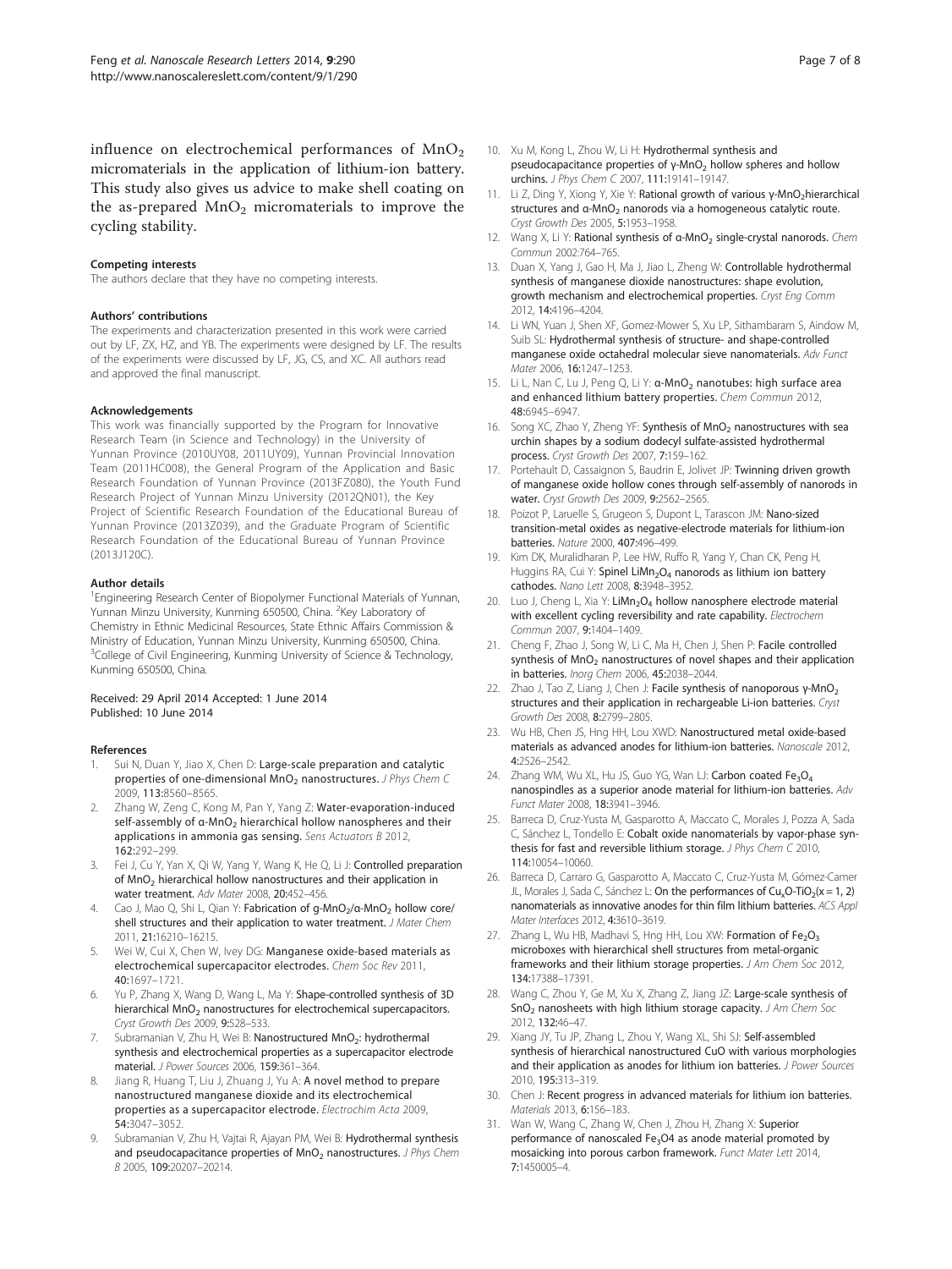influence on electrochemical performances of $MnO_2$ micromaterials in the application of lithium-ion battery. This study also gives us advice to make shell coating on the as-prepared $MnO_2$ micromaterials to improve the cycling stability.

### Competing interests

The authors declare that they have no competing interests.

### Authors' contributions

The experiments and characterization presented in this work were carried out by LF, ZX, HZ, and YB. The experiments were designed by LF. The results of the experiments were discussed by LF, JG, CS, and XC. All authors read and approved the final manuscript.

### Acknowledgements

This work was financially supported by the Program for Innovative Research Team (in Science and Technology) in the University of Yunnan Province (2010UY08, 2011UY09), Yunnan Provincial Innovation Team (2011HC008), the General Program of the Application and Basic Research Foundation of Yunnan Province (2013FZ080), the Youth Fund Research Project of Yunnan Minzu University (2012QN01), the Key Project of Scientific Research Foundation of the Educational Bureau of Yunnan Province (2013Z039), and the Graduate Program of Scientific Research Foundation of the Educational Bureau of Yunnan Province (2013J120C).

### Author details

[1]Engineering Research Center of Biopolymer Functional Materials of Yunnan, Yunnan Minzu University, Kunming 650500, China. [2]Key Laboratory of Chemistry in Ethnic Medicinal Resources, State Ethnic Affairs Commission & Ministry of Education, Yunnan Minzu University, Kunming 650500, China. [3]College of Civil Engineering, Kunming University of Science & Technology, Kunming 650500, China.

Received: 29 April 2014 Accepted: 1 June 2014
Published: 10 June 2014

### References

1. Sui N, Duan Y, Jiao X, Chen D: **Large-scale preparation and catalytic properties of one-dimensional $MnO_2$ nanostructures.** *J Phys Chem C* 2009, **113:**8560–8565.
2. Zhang W, Zeng C, Kong M, Pan Y, Yang Z: **Water-evaporation-induced self-assembly of α-$MnO_2$ hierarchical hollow nanospheres and their applications in ammonia gas sensing.** *Sens Actuators B* 2012, **162:**292–299.
3. Fei J, Cu Y, Yan X, Qi W, Yang Y, Wang K, He Q, Li J: **Controlled preparation of $MnO_2$ hierarchical hollow nanostructures and their application in water treatment.** *Adv Mater* 2008, **20:**452–456.
4. Cao J, Mao Q, Shi L, Qian Y: **Fabrication of g-$MnO_2$/α-$MnO_2$ hollow core/shell structures and their application to water treatment.** *J Mater Chem* 2011, **21:**16210–16215.
5. Wei W, Cui X, Chen W, Ivey DG: **Manganese oxide-based materials as electrochemical supercapacitor electrodes.** *Chem Soc Rev* 2011, **40:**1697–1721.
6. Yu P, Zhang X, Wang D, Wang L, Ma Y: **Shape-controlled synthesis of 3D hierarchical $MnO_2$ nanostructures for electrochemical supercapacitors.** *Cryst Growth Des* 2009, **9:**528–533.
7. Subramanian V, Zhu H, Wei B: **Nanostructured $MnO_2$: hydrothermal synthesis and electrochemical properties as a supercapacitor electrode material.** *J Power Sources* 2006, **159:**361–364.
8. Jiang R, Huang T, Liu J, Zhuang J, Yu A: **A novel method to prepare nanostructured manganese dioxide and its electrochemical properties as a supercapacitor electrode.** *Electrochim Acta* 2009, **54:**3047–3052.
9. Subramanian V, Zhu H, Vajtai R, Ajayan PM, Wei B: **Hydrothermal synthesis and pseudocapacitance properties of $MnO_2$ nanostructures.** *J Phys Chem B* 2005, **109:**20207–20214.
10. Xu M, Kong L, Zhou W, Li H: **Hydrothermal synthesis and pseudocapacitance properties of γ-$MnO_2$ hollow spheres and hollow urchins.** *J Phys Chem C* 2007, **111:**19141–19147.
11. Li Z, Ding Y, Xiong Y, Xie Y: **Rational growth of various γ-$MnO_2$hierarchical structures and α-$MnO_2$ nanorods via a homogeneous catalytic route.** *Cryst Growth Des* 2005, **5:**1953–1958.
12. Wang X, Li Y: **Rational synthesis of α-$MnO_2$ single-crystal nanorods.** *Chem Commun* 2002:764–765.
13. Duan X, Yang J, Gao H, Ma J, Jiao L, Zheng W: **Controllable hydrothermal synthesis of manganese dioxide nanostructures: shape evolution, growth mechanism and electrochemical properties.** *Cryst Eng Comm* 2012, **14:**4196–4204.
14. Li WN, Yuan J, Shen XF, Gomez-Mower S, Xu LP, Sithambaram S, Aindow M, Suib SL: **Hydrothermal synthesis of structure- and shape-controlled manganese oxide octahedral molecular sieve nanomaterials.** *Adv Funct Mater* 2006, **16:**1247–1253.
15. Li L, Nan C, Lu J, Peng Q, Li Y: **α-$MnO_2$ nanotubes: high surface area and enhanced lithium battery properties.** *Chem Commun* 2012, **48:**6945–6947.
16. Song XC, Zhao Y, Zheng YF: **Synthesis of $MnO_2$ nanostructures with sea urchin shapes by a sodium dodecyl sulfate-assisted hydrothermal process.** *Cryst Growth Des* 2007, **7:**159–162.
17. Portehault D, Cassaignon S, Baudrin E, Jolivet JP: **Twinning driven growth of manganese oxide hollow cones through self-assembly of nanorods in water.** *Cryst Growth Des* 2009, **9:**2562–2565.
18. Poizot P, Laruelle S, Grugeon S, Dupont L, Tarascon JM: **Nano-sized transition-metal oxides as negative-electrode materials for lithium-ion batteries.** *Nature* 2000, **407:**496–499.
19. Kim DK, Muralidharan P, Lee HW, Ruffo R, Yang Y, Chan CK, Peng H, Huggins RA, Cui Y: **Spinel $LiMn_2O_4$ nanorods as lithium ion battery cathodes.** *Nano Lett* 2008, **8:**3948–3952.
20. Luo J, Cheng L, Xia Y: **$LiMn_2O_4$ hollow nanosphere electrode material with excellent cycling reversibility and rate capability.** *Electrochem Commun* 2007, **9:**1404–1409.
21. Cheng F, Zhao J, Song W, Li C, Ma H, Chen J, Shen P: **Facile controlled synthesis of $MnO_2$ nanostructures of novel shapes and their application in batteries.** *Inorg Chem* 2006, **45:**2038–2044.
22. Zhao J, Tao Z, Liang J, Chen J: **Facile synthesis of nanoporous γ-$MnO_2$ structures and their application in rechargeable Li-ion batteries.** *Cryst Growth Des* 2008, **8:**2799–2805.
23. Wu HB, Chen JS, Hng HH, Lou XWD: **Nanostructured metal oxide-based materials as advanced anodes for lithium-ion batteries.** *Nanoscale* 2012, **4:**2526–2542.
24. Zhang WM, Wu XL, Hu JS, Guo YG, Wan LJ: **Carbon coated $Fe_3O_4$ nanospindles as a superior anode material for lithium-ion batteries.** *Adv Funct Mater* 2008, **18:**3941–3946.
25. Barreca D, Cruz-Yusta M, Gasparotto A, Maccato C, Morales J, Pozza A, Sada C, Sánchez L, Tondello E: **Cobalt oxide nanomaterials by vapor-phase synthesis for fast and reversible lithium storage.** *J Phys Chem C* 2010, **114:**10054–10060.
26. Barreca D, Carraro G, Gasparotto A, Maccato C, Cruz-Yusta M, Gómez-Camer JL, Morales J, Sada C, Sánchez L: **On the performances of $Cu_xO$-$TiO_2$($x$ = 1, 2) nanomaterials as innovative anodes for thin film lithium batteries.** *ACS Appl Mater Interfaces* 2012, **4:**3610–3619.
27. Zhang L, Wu HB, Madhavi S, Hng HH, Lou XW: **Formation of $Fe_2O_3$ microboxes with hierarchical shell structures from metal-organic frameworks and their lithium storage properties.** *J Am Chem Soc* 2012, **134:**17388–17391.
28. Wang C, Zhou Y, Ge M, Xu X, Zhang Z, Jiang JZ: **Large-scale synthesis of $SnO_2$ nanosheets with high lithium storage capacity.** *J Am Chem Soc* 2012, **132:**46–47.
29. Xiang JY, Tu JP, Zhang L, Zhou Y, Wang XL, Shi SJ: **Self-assembled synthesis of hierarchical nanostructured CuO with various morphologies and their application as anodes for lithium ion batteries.** *J Power Sources* 2010, **195:**313–319.
30. Chen J: **Recent progress in advanced materials for lithium ion batteries.** *Materials* 2013, **6:**156–183.
31. Wan W, Wang C, Zhang W, Chen J, Zhou H, Zhang X: **Superior performance of nanoscaled $Fe_3O4$ as anode material promoted by mosaicking into porous carbon framework.** *Funct Mater Lett* 2014, **7:**1450005–4.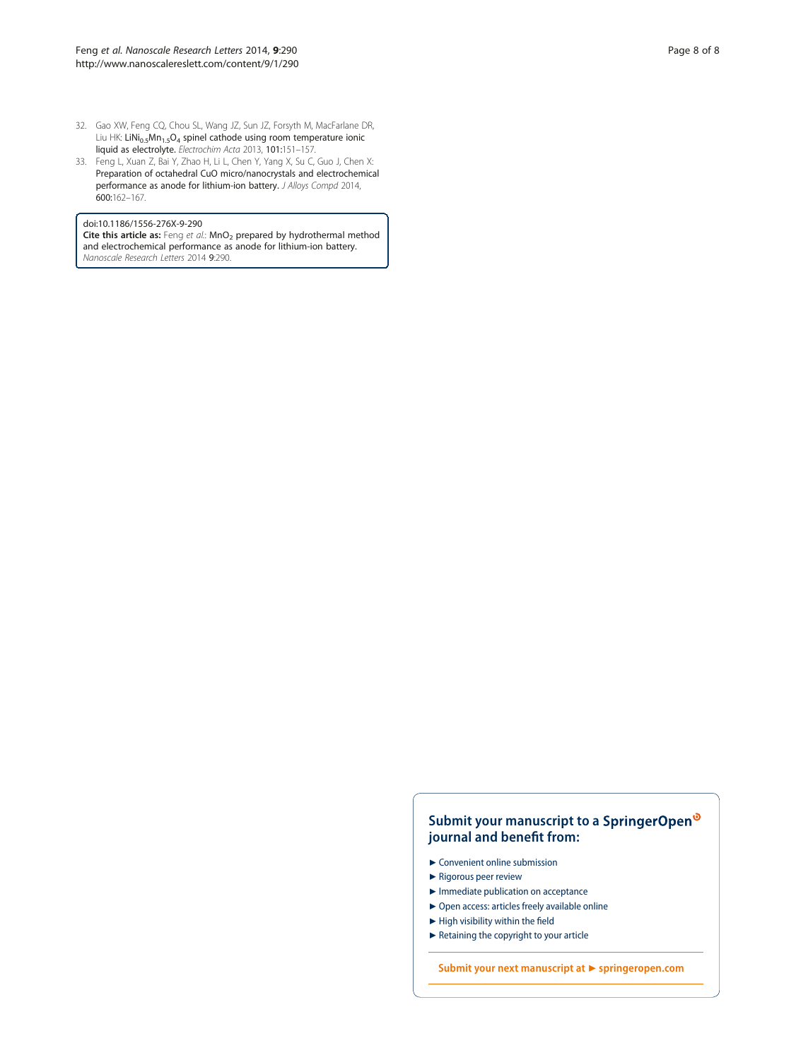32. Gao XW, Feng CQ, Chou SL, Wang JZ, Sun JZ, Forsyth M, MacFarlane DR, Liu HK: $LiNi_{0.5}Mn_{1.5}O_4$ spinel cathode using room temperature ionic liquid as electrolyte. *Electrochim Acta* 2013, **101**:151–157.
33. Feng L, Xuan Z, Bai Y, Zhao H, Li L, Chen Y, Yang X, Su C, Guo J, Chen X: Preparation of octahedral CuO micro/nanocrystals and electrochemical performance as anode for lithium-ion battery. *J Alloys Compd* 2014, **600**:162–167.

doi:10.1186/1556-276X-9-290
**Cite this article as:** Feng *et al.*: $MnO_2$ prepared by hydrothermal method and electrochemical performance as anode for lithium-ion battery. *Nanoscale Research Letters* 2014 **9**:290.

**Submit your manuscript to a SpringerOpen journal and benefit from:**

- ► Convenient online submission
- ► Rigorous peer review
- ► Immediate publication on acceptance
- ► Open access: articles freely available online
- ► High visibility within the field
- ► Retaining the copyright to your article

**Submit your next manuscript at ► springeropen.com**